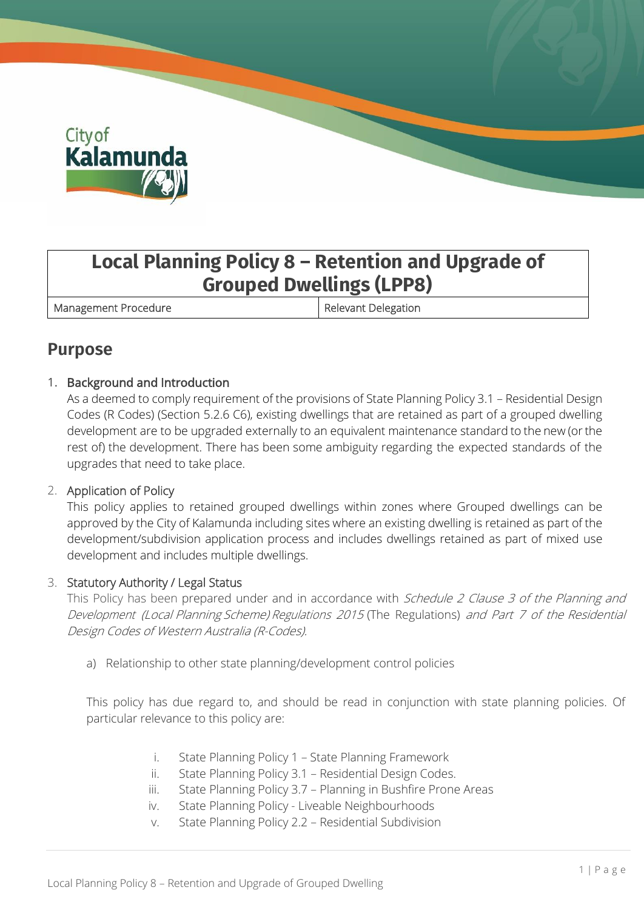# Local Planning Policy 8 – Retention and Upgrade of Grouped Dwellings (LPP8)

| Management Procedure | Relevant Delegation |
| --- | --- |

## Purpose

1. Background and Introduction

   As a deemed to comply requirement of the provisions of State Planning Policy 3.1 – Residential Design Codes (R Codes) (Section 5.2.6 C6), existing dwellings that are retained as part of a grouped dwelling development are to be upgraded externally to an equivalent maintenance standard to the new (or the rest of) the development. There has been some ambiguity regarding the expected standards of the upgrades that need to take place.

2. Application of Policy

   This policy applies to retained grouped dwellings within zones where Grouped dwellings can be approved by the City of Kalamunda including sites where an existing dwelling is retained as part of the development/subdivision application process and includes dwellings retained as part of mixed use development and includes multiple dwellings.

3. Statutory Authority / Legal Status

   This Policy has been prepared under and in accordance with *Schedule 2 Clause 3 of the Planning and Development (Local Planning Scheme) Regulations 2015* (The Regulations) *and Part 7 of the Residential Design Codes of Western Australia (R-Codes).*

   a) Relationship to other state planning/development control policies

   This policy has due regard to, and should be read in conjunction with state planning policies. Of particular relevance to this policy are:

   i. State Planning Policy 1 – State Planning Framework
   ii. State Planning Policy 3.1 – Residential Design Codes.
   iii. State Planning Policy 3.7 – Planning in Bushfire Prone Areas
   iv. State Planning Policy - Liveable Neighbourhoods
   v. State Planning Policy 2.2 – Residential Subdivision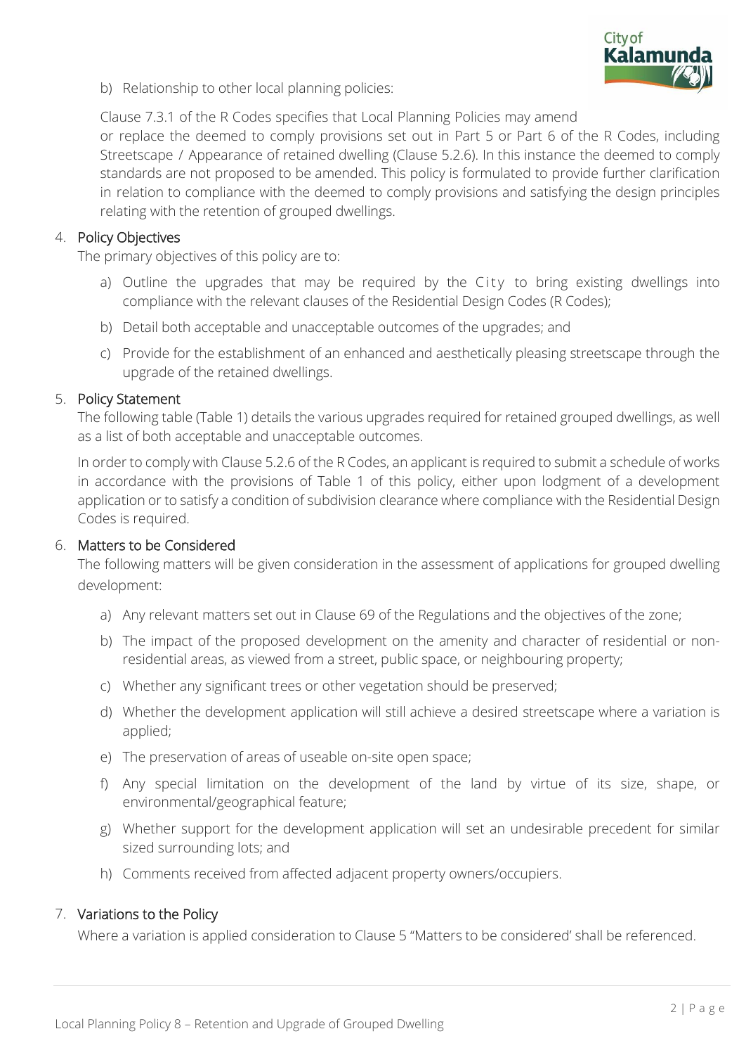b) Relationship to other local planning policies:

Clause 7.3.1 of the R Codes specifies that Local Planning Policies may amend or replace the deemed to comply provisions set out in Part 5 or Part 6 of the R Codes, including Streetscape / Appearance of retained dwelling (Clause 5.2.6). In this instance the deemed to comply standards are not proposed to be amended. This policy is formulated to provide further clarification in relation to compliance with the deemed to comply provisions and satisfying the design principles relating with the retention of grouped dwellings.

## 4. Policy Objectives

The primary objectives of this policy are to:

a) Outline the upgrades that may be required by the City to bring existing dwellings into compliance with the relevant clauses of the Residential Design Codes (R Codes);

b) Detail both acceptable and unacceptable outcomes of the upgrades; and

c) Provide for the establishment of an enhanced and aesthetically pleasing streetscape through the upgrade of the retained dwellings.

## 5. Policy Statement

The following table (Table 1) details the various upgrades required for retained grouped dwellings, as well as a list of both acceptable and unacceptable outcomes.

In order to comply with Clause 5.2.6 of the R Codes, an applicant is required to submit a schedule of works in accordance with the provisions of Table 1 of this policy, either upon lodgment of a development application or to satisfy a condition of subdivision clearance where compliance with the Residential Design Codes is required.

## 6. Matters to be Considered

The following matters will be given consideration in the assessment of applications for grouped dwelling development:

a) Any relevant matters set out in Clause 69 of the Regulations and the objectives of the zone;

b) The impact of the proposed development on the amenity and character of residential or non-residential areas, as viewed from a street, public space, or neighbouring property;

c) Whether any significant trees or other vegetation should be preserved;

d) Whether the development application will still achieve a desired streetscape where a variation is applied;

e) The preservation of areas of useable on-site open space;

f) Any special limitation on the development of the land by virtue of its size, shape, or environmental/geographical feature;

g) Whether support for the development application will set an undesirable precedent for similar sized surrounding lots; and

h) Comments received from affected adjacent property owners/occupiers.

## 7. Variations to the Policy

Where a variation is applied consideration to Clause 5 "Matters to be considered' shall be referenced.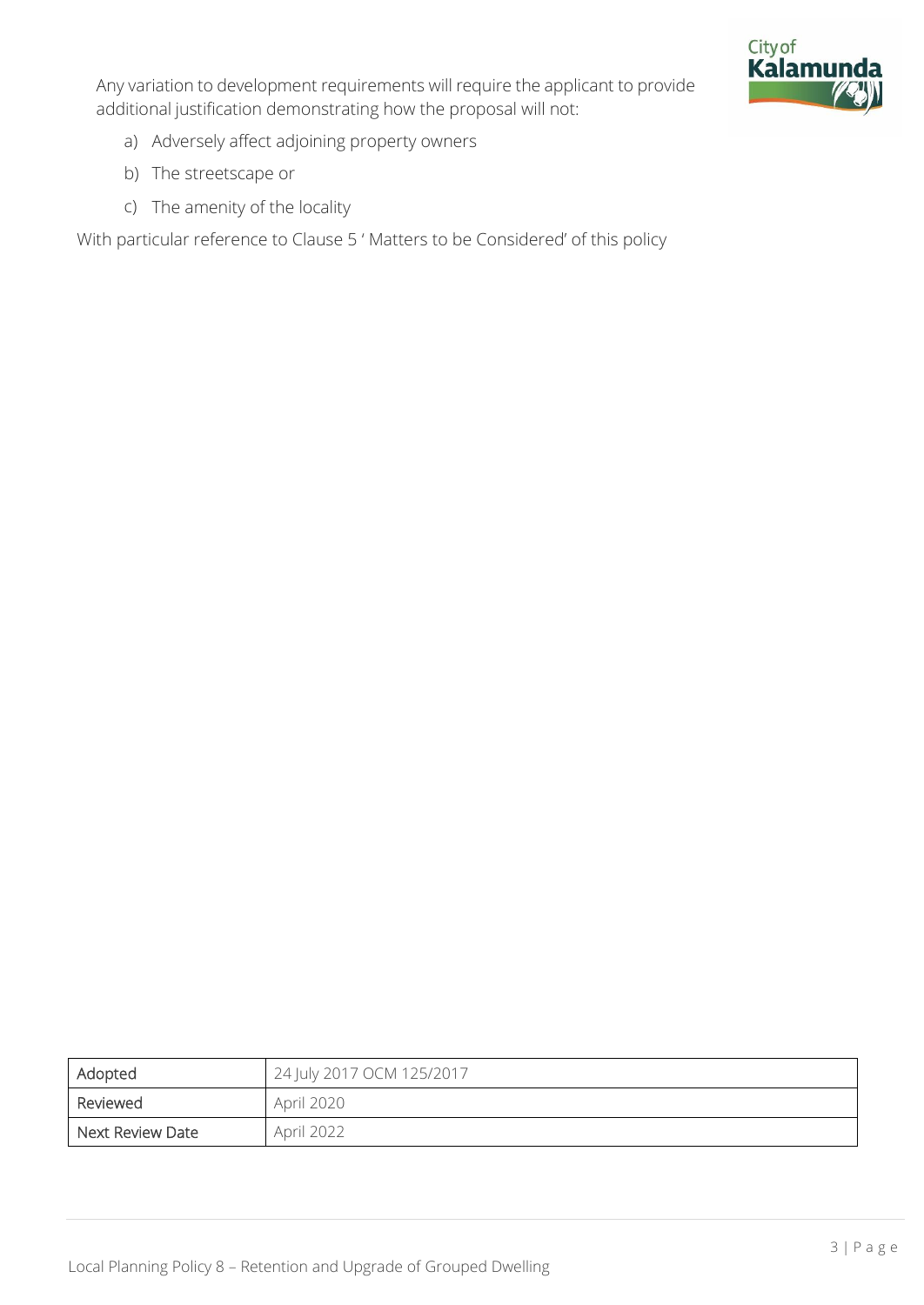Any variation to development requirements will require the applicant to provide additional justification demonstrating how the proposal will not:

a) Adversely affect adjoining property owners

b) The streetscape or

c) The amenity of the locality

With particular reference to Clause 5 ' Matters to be Considered' of this policy

| Adopted | 24 July 2017 OCM 125/2017 |
|---|---|
| Reviewed | April 2020 |
| Next Review Date | April 2022 |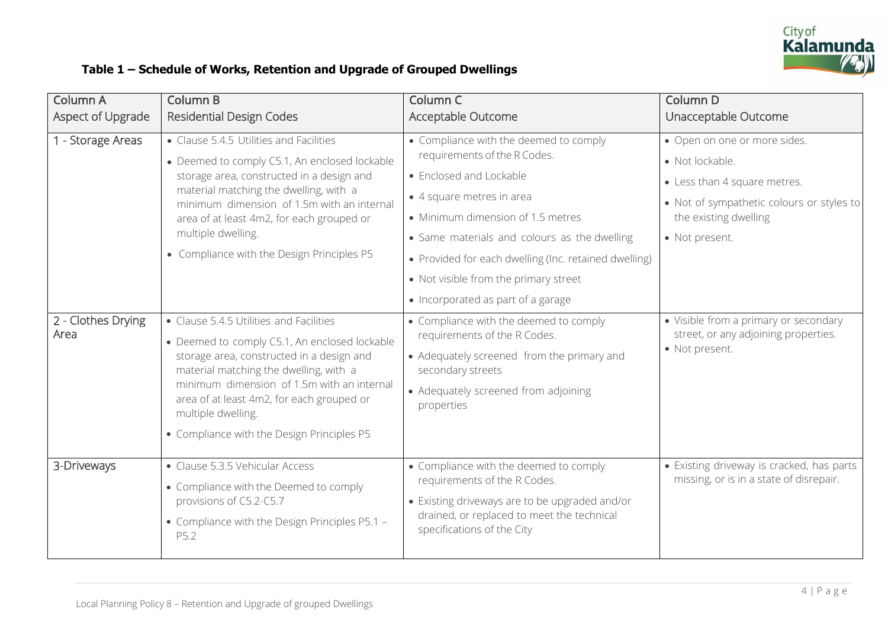**Table 1 – Schedule of Works, Retention and Upgrade of Grouped Dwellings**

| Column A<br>Aspect of Upgrade | Column B<br>Residential Design Codes | Column C<br>Acceptable Outcome | Column D<br>Unacceptable Outcome |
| --- | --- | --- | --- |
| 1 - Storage Areas | • Clause 5.4.5 Utilities and Facilities<br>• Deemed to comply C5.1, An enclosed lockable storage area, constructed in a design and material matching the dwelling, with a minimum dimension of 1.5m with an internal area of at least 4m2, for each grouped or multiple dwelling.<br>• Compliance with the Design Principles P5 | • Compliance with the deemed to comply requirements of the R Codes.<br>• Enclosed and Lockable<br>• 4 square metres in area<br>• Minimum dimension of 1.5 metres<br>• Same materials and colours as the dwelling<br>• Provided for each dwelling (Inc. retained dwelling)<br>• Not visible from the primary street<br>• Incorporated as part of a garage | • Open on one or more sides.<br>• Not lockable.<br>• Less than 4 square metres.<br>• Not of sympathetic colours or styles to the existing dwelling<br>• Not present. |
| 2 - Clothes Drying Area | • Clause 5.4.5 Utilities and Facilities<br>• Deemed to comply C5.1, An enclosed lockable storage area, constructed in a design and material matching the dwelling, with a minimum dimension of 1.5m with an internal area of at least 4m2, for each grouped or multiple dwelling.<br>• Compliance with the Design Principles P5 | • Compliance with the deemed to comply requirements of the R Codes.<br>• Adequately screened from the primary and secondary streets<br>• Adequately screened from adjoining properties | • Visible from a primary or secondary street, or any adjoining properties.<br>• Not present. |
| 3-Driveways | • Clause 5.3.5 Vehicular Access<br>• Compliance with the Deemed to comply provisions of C5.2-C5.7<br>• Compliance with the Design Principles P5.1 – P5.2 | • Compliance with the deemed to comply requirements of the R Codes.<br>• Existing driveways are to be upgraded and/or drained, or replaced to meet the technical specifications of the City | • Existing driveway is cracked, has parts missing, or is in a state of disrepair. |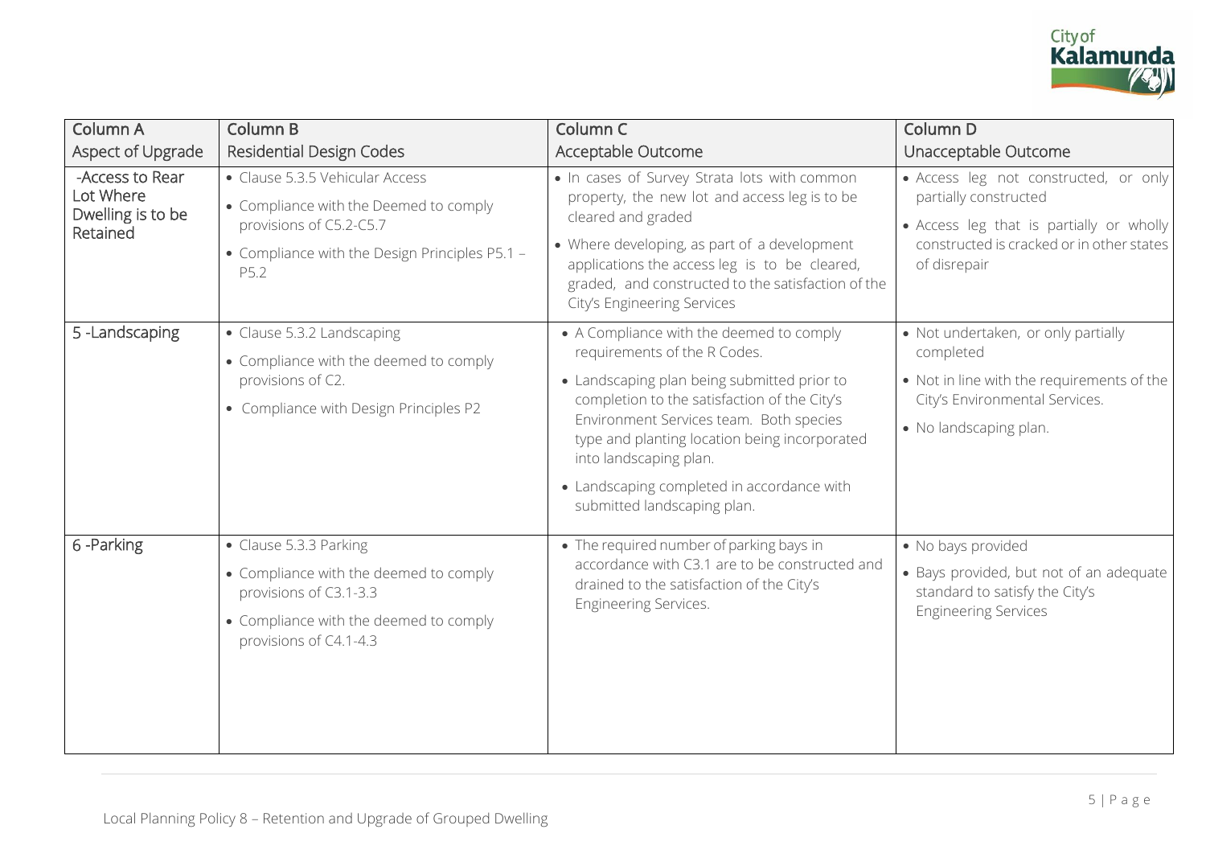| Column A<br>Aspect of Upgrade | Column B<br>Residential Design Codes | Column C<br>Acceptable Outcome | Column D<br>Unacceptable Outcome |
| --- | --- | --- | --- |
| -Access to Rear Lot Where Dwelling is to be Retained | • Clause 5.3.5 Vehicular Access<br>• Compliance with the Deemed to comply provisions of C5.2-C5.7<br>• Compliance with the Design Principles P5.1 – P5.2 | • In cases of Survey Strata lots with common property, the new lot and access leg is to be cleared and graded<br>• Where developing, as part of a development applications the access leg is to be cleared, graded, and constructed to the satisfaction of the City's Engineering Services | • Access leg not constructed, or only partially constructed<br>• Access leg that is partially or wholly constructed is cracked or in other states of disrepair |
| 5 -Landscaping | • Clause 5.3.2 Landscaping<br>• Compliance with the deemed to comply provisions of C2.<br>• Compliance with Design Principles P2 | • A Compliance with the deemed to comply requirements of the R Codes.<br>• Landscaping plan being submitted prior to completion to the satisfaction of the City's Environment Services team. Both species type and planting location being incorporated into landscaping plan.<br>• Landscaping completed in accordance with submitted landscaping plan. | • Not undertaken, or only partially completed<br>• Not in line with the requirements of the City's Environmental Services.<br>• No landscaping plan. |
| 6 -Parking | • Clause 5.3.3 Parking<br>• Compliance with the deemed to comply provisions of C3.1-3.3<br>• Compliance with the deemed to comply provisions of C4.1-4.3 | • The required number of parking bays in accordance with C3.1 are to be constructed and drained to the satisfaction of the City's Engineering Services. | • No bays provided<br>• Bays provided, but not of an adequate standard to satisfy the City's Engineering Services |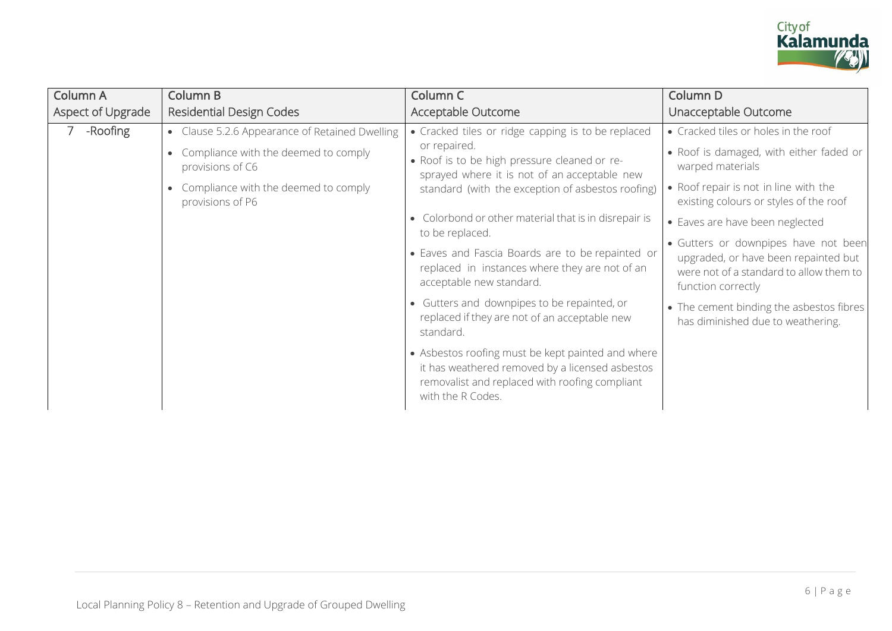| Column A<br>Aspect of Upgrade | Column B<br>Residential Design Codes | Column C<br>Acceptable Outcome | Column D<br>Unacceptable Outcome |
|---|---|---|---|
| 7 -Roofing | • Clause 5.2.6 Appearance of Retained Dwelling<br>• Compliance with the deemed to comply provisions of C6<br>• Compliance with the deemed to comply provisions of P6 | • Cracked tiles or ridge capping is to be replaced or repaired.<br>• Roof is to be high pressure cleaned or re-sprayed where it is not of an acceptable new standard (with the exception of asbestos roofing)<br>• Colorbond or other material that is in disrepair is to be replaced.<br>• Eaves and Fascia Boards are to be repainted or replaced in instances where they are not of an acceptable new standard.<br>• Gutters and downpipes to be repainted, or replaced if they are not of an acceptable new standard.<br>• Asbestos roofing must be kept painted and where it has weathered removed by a licensed asbestos removalist and replaced with roofing compliant with the R Codes. | • Cracked tiles or holes in the roof<br>• Roof is damaged, with either faded or warped materials<br>• Roof repair is not in line with the existing colours or styles of the roof<br>• Eaves are have been neglected<br>• Gutters or downpipes have not been upgraded, or have been repainted but were not of a standard to allow them to function correctly<br>• The cement binding the asbestos fibres has diminished due to weathering. |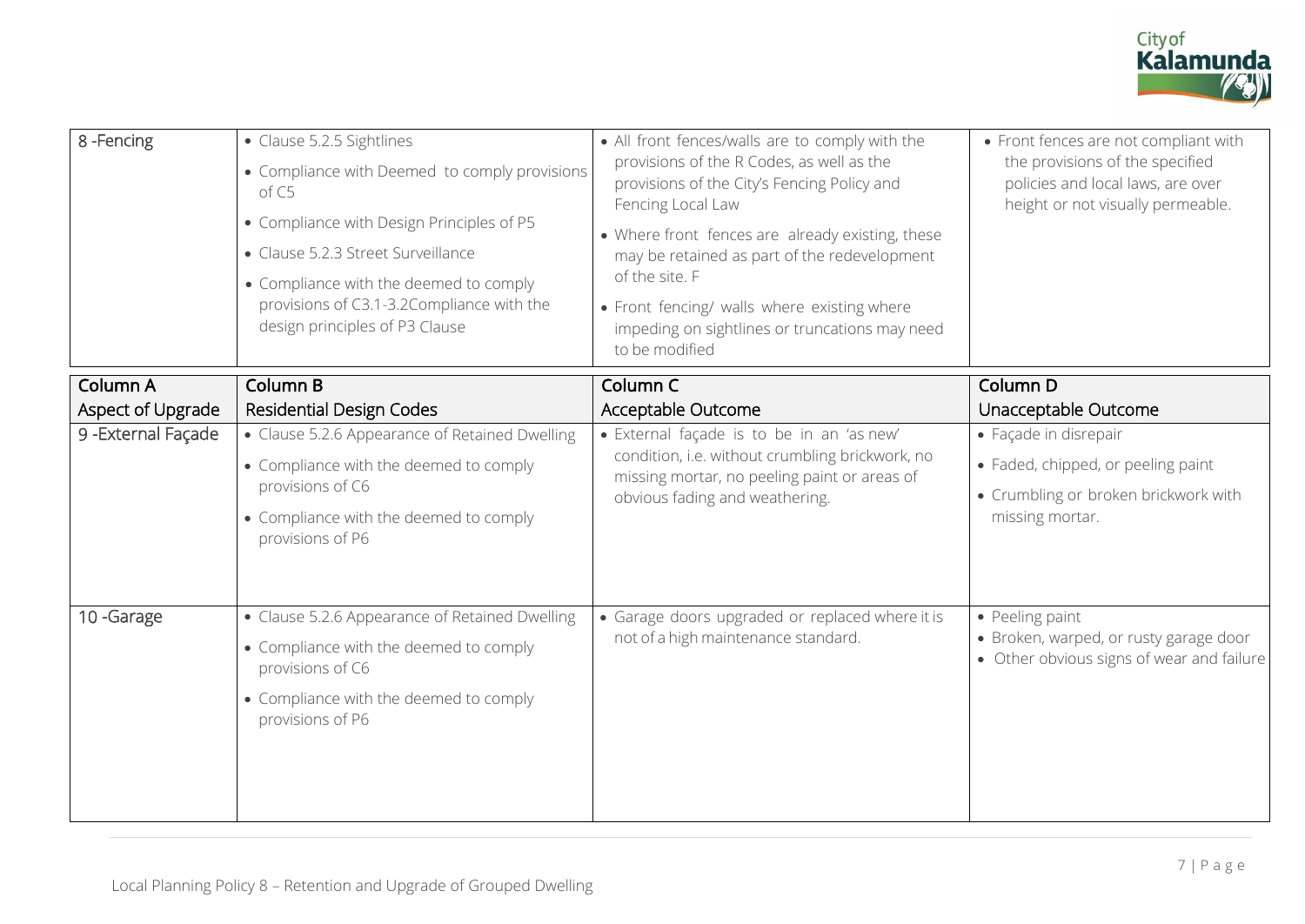| Column A Aspect of Upgrade | Column B Residential Design Codes | Column C Acceptable Outcome | Column D Unacceptable Outcome |
|---|---|---|---|
| 8 -Fencing | • Clause 5.2.5 Sightlines<br>• Compliance with Deemed to comply provisions of C5<br>• Compliance with Design Principles of P5<br>• Clause 5.2.3 Street Surveillance<br>• Compliance with the deemed to comply provisions of C3.1-3.2Compliance with the design principles of P3 Clause | • All front fences/walls are to comply with the provisions of the R Codes, as well as the provisions of the City's Fencing Policy and Fencing Local Law<br>• Where front fences are already existing, these may be retained as part of the redevelopment of the site. F<br>• Front fencing/ walls where existing where impeding on sightlines or truncations may need to be modified | • Front fences are not compliant with the provisions of the specified policies and local laws, are over height or not visually permeable. |
| 9 -External Façade | • Clause 5.2.6 Appearance of Retained Dwelling<br>• Compliance with the deemed to comply provisions of C6<br>• Compliance with the deemed to comply provisions of P6 | • External façade is to be in an 'as new' condition, i.e. without crumbling brickwork, no missing mortar, no peeling paint or areas of obvious fading and weathering. | • Façade in disrepair<br>• Faded, chipped, or peeling paint<br>• Crumbling or broken brickwork with missing mortar. |
| 10 -Garage | • Clause 5.2.6 Appearance of Retained Dwelling<br>• Compliance with the deemed to comply provisions of C6<br>• Compliance with the deemed to comply provisions of P6 | • Garage doors upgraded or replaced where it is not of a high maintenance standard. | • Peeling paint<br>• Broken, warped, or rusty garage door<br>• Other obvious signs of wear and failure |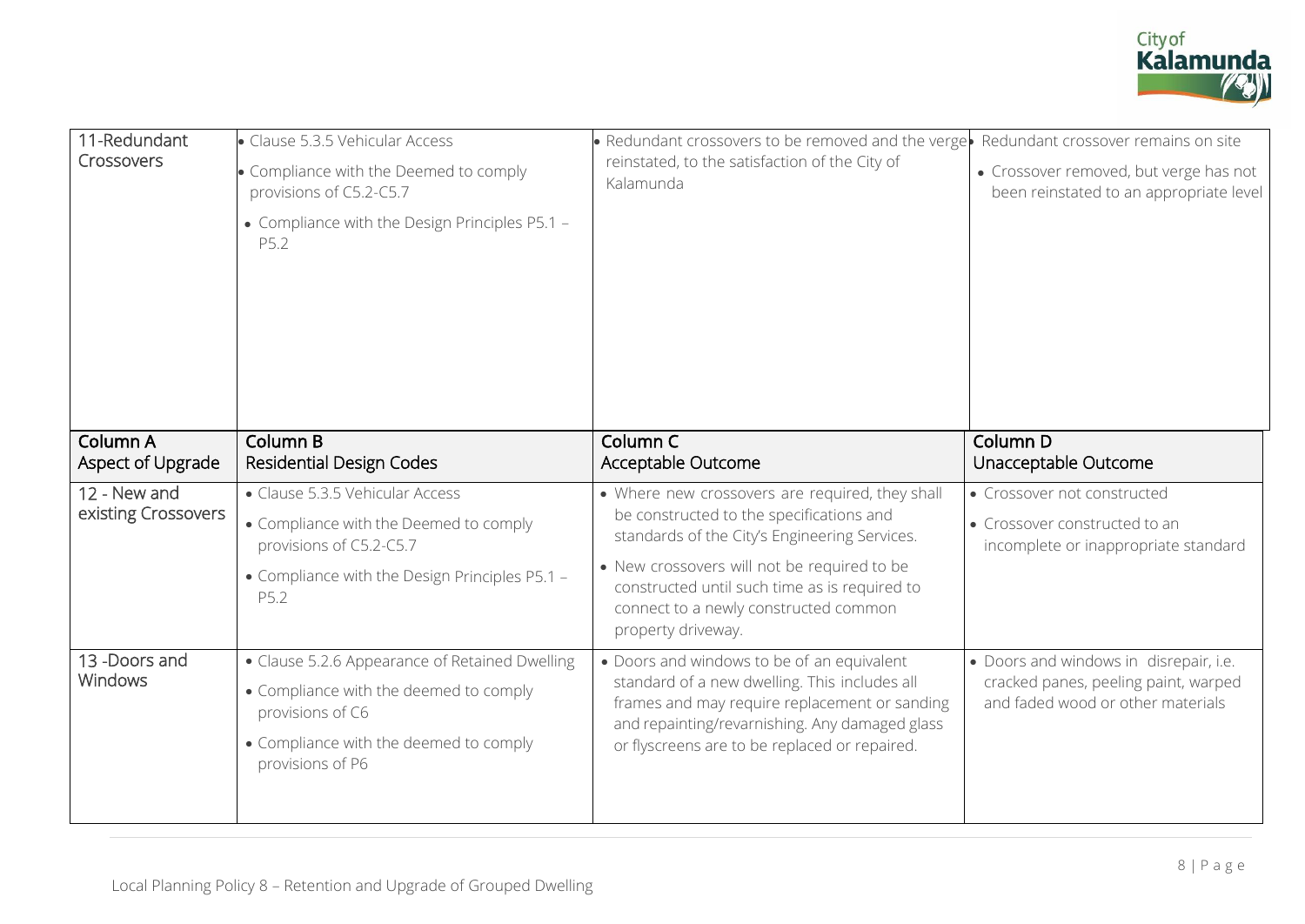| 11-Redundant Crossovers | • Clause 5.3.5 Vehicular Access<br>• Compliance with the Deemed to comply provisions of C5.2-C5.7<br>• Compliance with the Design Principles P5.1 – P5.2 | • Redundant crossovers to be removed and the verge reinstated, to the satisfaction of the City of Kalamunda | • Redundant crossover remains on site<br>• Crossover removed, but verge has not been reinstated to an appropriate level |
|---|---|---|---|
| **Column A**<br>**Aspect of Upgrade** | **Column B**<br>**Residential Design Codes** | **Column C**<br>**Acceptable Outcome** | **Column D**<br>**Unacceptable Outcome** |
| 12 - New and existing Crossovers | • Clause 5.3.5 Vehicular Access<br>• Compliance with the Deemed to comply provisions of C5.2-C5.7<br>• Compliance with the Design Principles P5.1 – P5.2 | • Where new crossovers are required, they shall be constructed to the specifications and standards of the City's Engineering Services.<br>• New crossovers will not be required to be constructed until such time as is required to connect to a newly constructed common property driveway. | • Crossover not constructed<br>• Crossover constructed to an incomplete or inappropriate standard |
| 13 -Doors and Windows | • Clause 5.2.6 Appearance of Retained Dwelling<br>• Compliance with the deemed to comply provisions of C6<br>• Compliance with the deemed to comply provisions of P6 | • Doors and windows to be of an equivalent standard of a new dwelling. This includes all frames and may require replacement or sanding and repainting/revarnishing. Any damaged glass or flyscreens are to be replaced or repaired. | • Doors and windows in disrepair, i.e. cracked panes, peeling paint, warped and faded wood or other materials |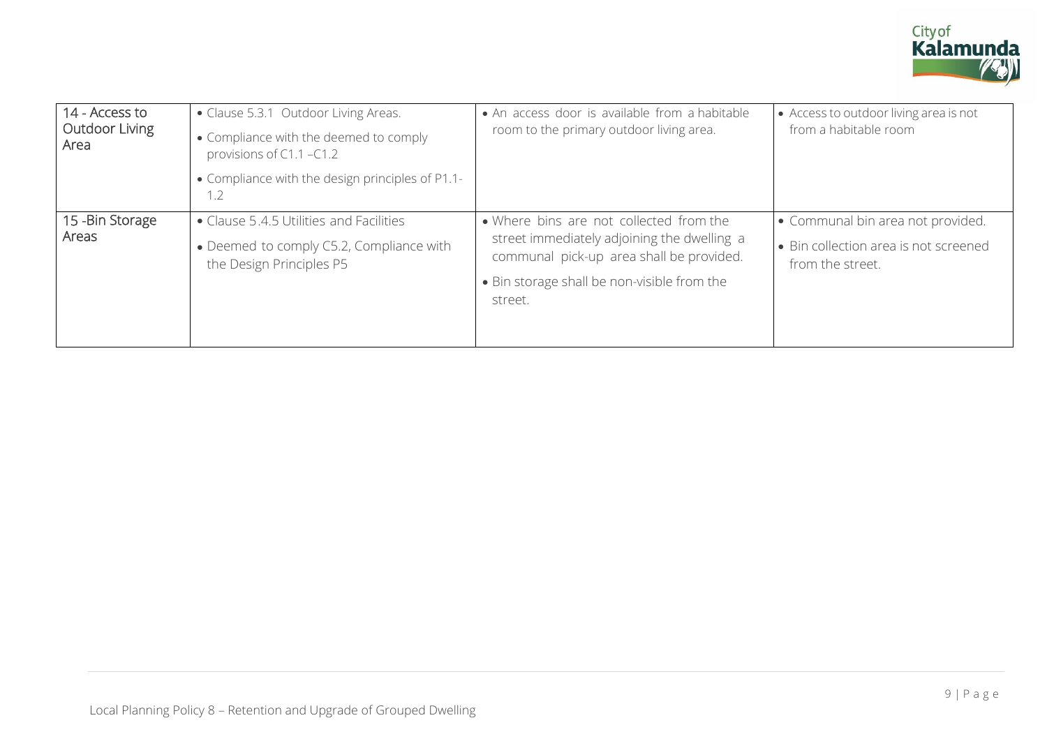| 14 - Access to Outdoor Living Area | • Clause 5.3.1 Outdoor Living Areas.<br>• Compliance with the deemed to comply provisions of C1.1 –C1.2<br>• Compliance with the design principles of P1.1-1.2 | • An access door is available from a habitable room to the primary outdoor living area. | • Access to outdoor living area is not from a habitable room |
|---|---|---|---|
| 15 -Bin Storage Areas | • Clause 5.4.5 Utilities and Facilities<br>• Deemed to comply C5.2, Compliance with the Design Principles P5 | • Where bins are not collected from the street immediately adjoining the dwelling a communal pick-up area shall be provided.<br>• Bin storage shall be non-visible from the street. | • Communal bin area not provided.<br>• Bin collection area is not screened from the street. |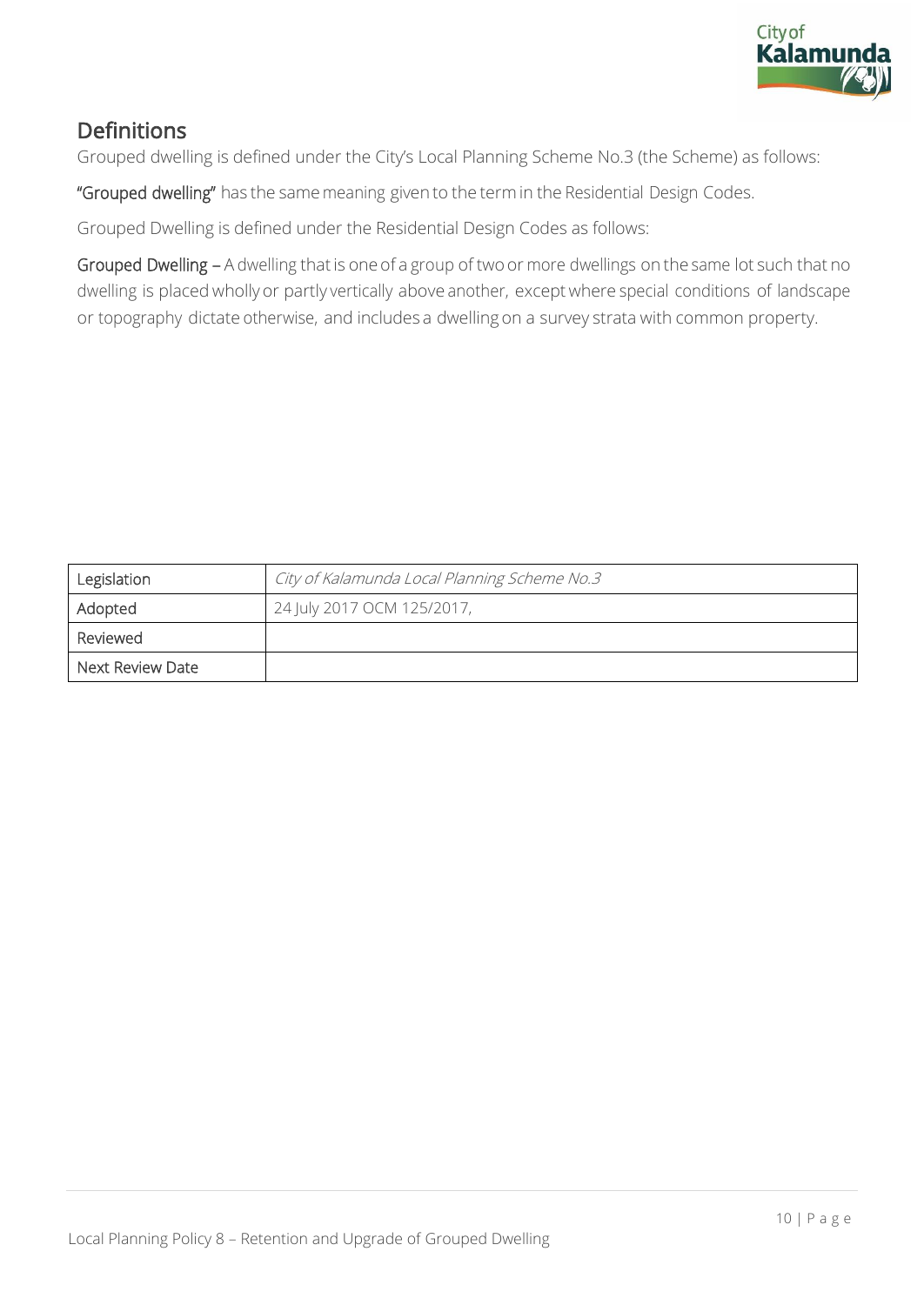## Definitions

Grouped dwelling is defined under the City's Local Planning Scheme No.3 (the Scheme) as follows:

**"Grouped dwelling"** has the same meaning given to the term in the Residential Design Codes.

Grouped Dwelling is defined under the Residential Design Codes as follows:

**Grouped Dwelling –** A dwelling that is one of a group of two or more dwellings on the same lot such that no dwelling is placed wholly or partly vertically above another, except where special conditions of landscape or topography dictate otherwise, and includes a dwelling on a survey strata with common property.

| Legislation | *City of Kalamunda Local Planning Scheme No.3* |
|---|---|
| Adopted | 24 July 2017 OCM 125/2017, |
| Reviewed | |
| Next Review Date | |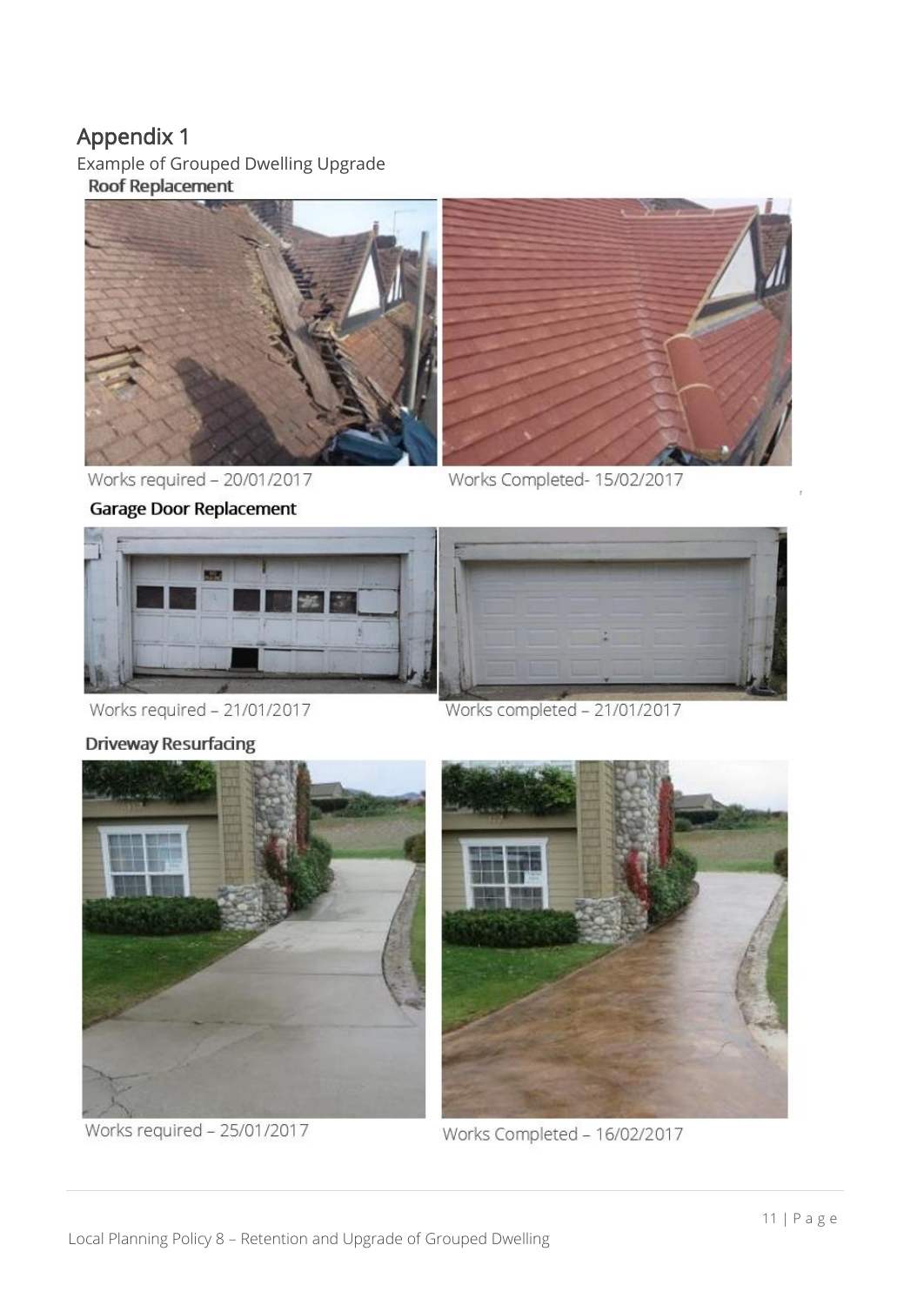# Appendix 1

Example of Grouped Dwelling Upgrade

**Roof Replacement**

Works required – 20/01/2017

Works Completed- 15/02/2017

**Garage Door Replacement**

Works required – 21/01/2017

Works completed – 21/01/2017

**Driveway Resurfacing**

Works required – 25/01/2017

Works Completed – 16/02/2017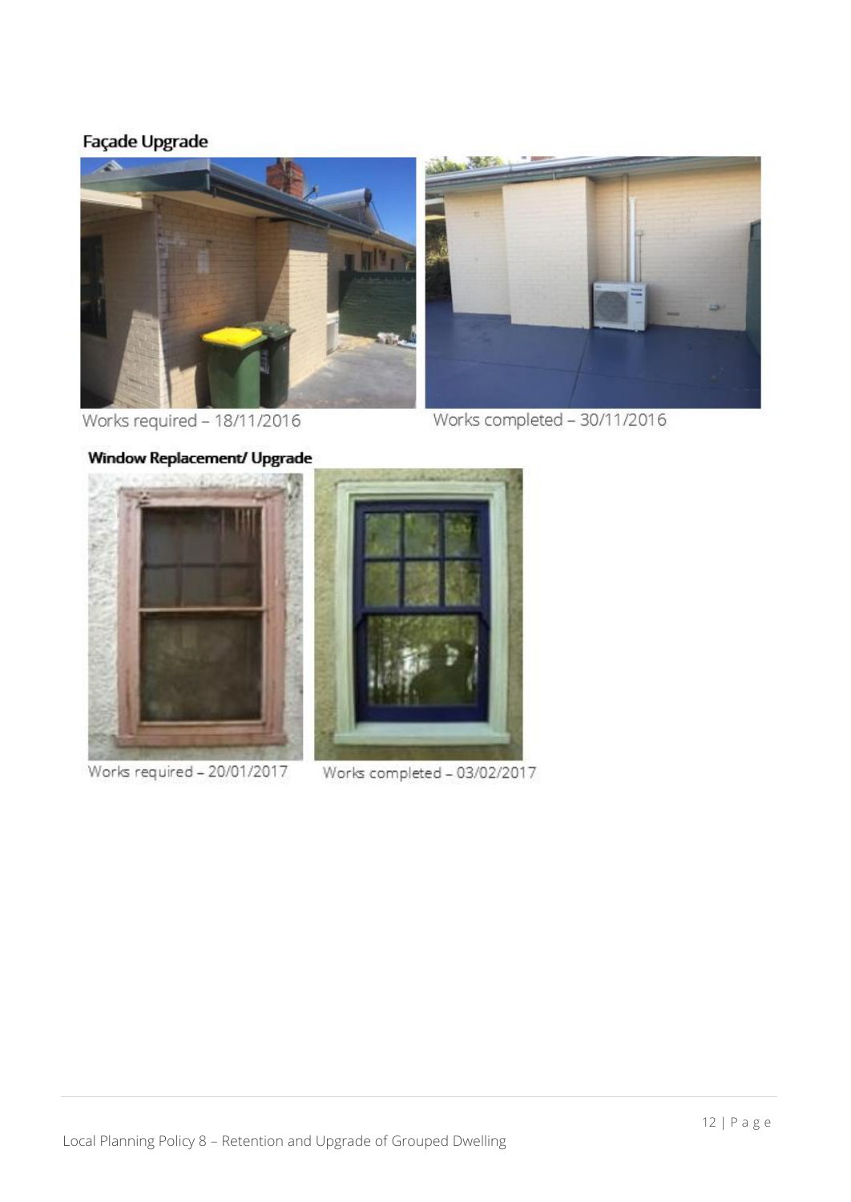**Façade Upgrade**

Works required – 18/11/2016

Works completed – 30/11/2016

**Window Replacement/ Upgrade**

Works required – 20/01/2017

Works completed – 03/02/2017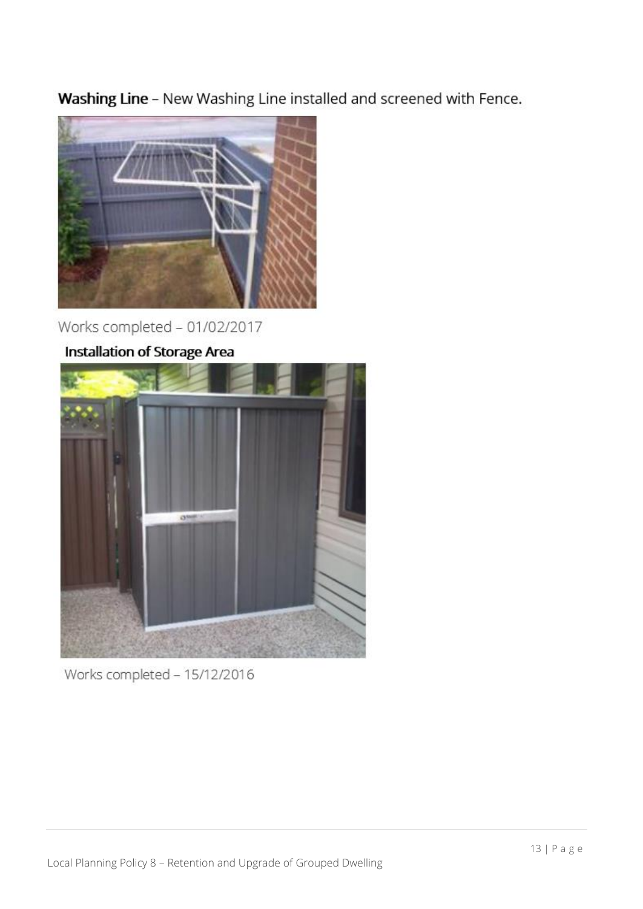**Washing Line** – New Washing Line installed and screened with Fence.

Works completed – 01/02/2017

**Installation of Storage Area**

Works completed – 15/12/2016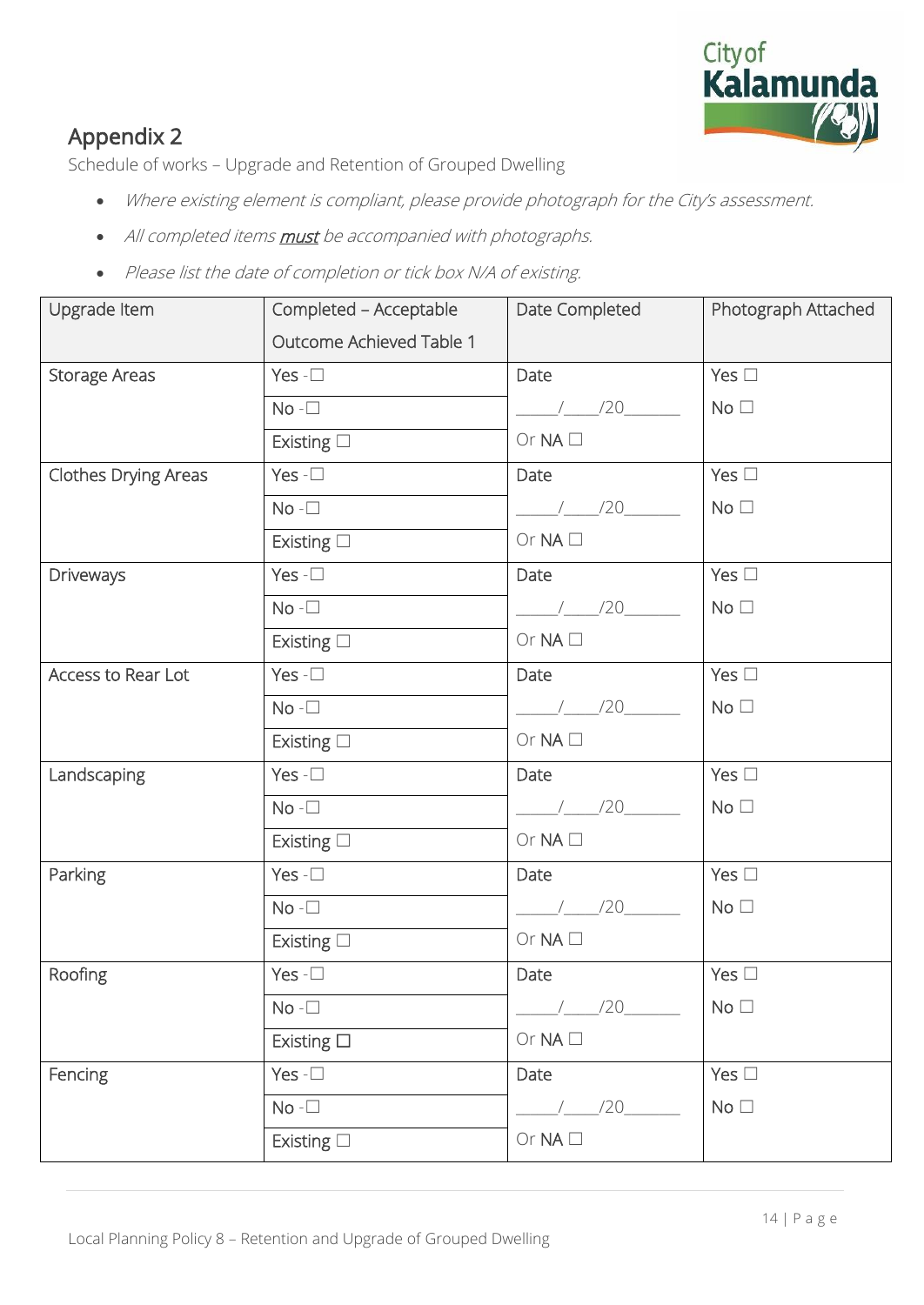## Appendix 2

Schedule of works – Upgrade and Retention of Grouped Dwelling

- *Where existing element is compliant, please provide photograph for the City's assessment.*
- *All completed items **must** be accompanied with photographs.*
- *Please list the date of completion or tick box N/A of existing.*

| Upgrade Item | Completed – Acceptable Outcome Achieved Table 1 | Date Completed | Photograph Attached |
|---|---|---|---|
| Storage Areas | Yes -☐<br>No -☐<br>Existing ☐ | Date<br>\_\_\_\_\_/\_\_\_\_/20\_\_\_\_\_\_<br>Or NA ☐ | Yes ☐<br>No ☐ |
| Clothes Drying Areas | Yes -☐<br>No -☐<br>Existing ☐ | Date<br>\_\_\_\_\_/\_\_\_\_/20\_\_\_\_\_\_<br>Or NA ☐ | Yes ☐<br>No ☐ |
| Driveways | Yes -☐<br>No -☐<br>Existing ☐ | Date<br>\_\_\_\_\_/\_\_\_\_/20\_\_\_\_\_\_<br>Or NA ☐ | Yes ☐<br>No ☐ |
| Access to Rear Lot | Yes -☐<br>No -☐<br>Existing ☐ | Date<br>\_\_\_\_\_/\_\_\_\_/20\_\_\_\_\_\_<br>Or NA ☐ | Yes ☐<br>No ☐ |
| Landscaping | Yes -☐<br>No -☐<br>Existing ☐ | Date<br>\_\_\_\_\_/\_\_\_\_/20\_\_\_\_\_\_<br>Or NA ☐ | Yes ☐<br>No ☐ |
| Parking | Yes -☐<br>No -☐<br>Existing ☐ | Date<br>\_\_\_\_\_/\_\_\_\_/20\_\_\_\_\_\_<br>Or NA ☐ | Yes ☐<br>No ☐ |
| Roofing | Yes -☐<br>No -☐<br>Existing ☐ | Date<br>\_\_\_\_\_/\_\_\_\_/20\_\_\_\_\_\_<br>Or NA ☐ | Yes ☐<br>No ☐ |
| Fencing | Yes -☐<br>No -☐<br>Existing ☐ | Date<br>\_\_\_\_\_/\_\_\_\_/20\_\_\_\_\_\_<br>Or NA ☐ | Yes ☐<br>No ☐ |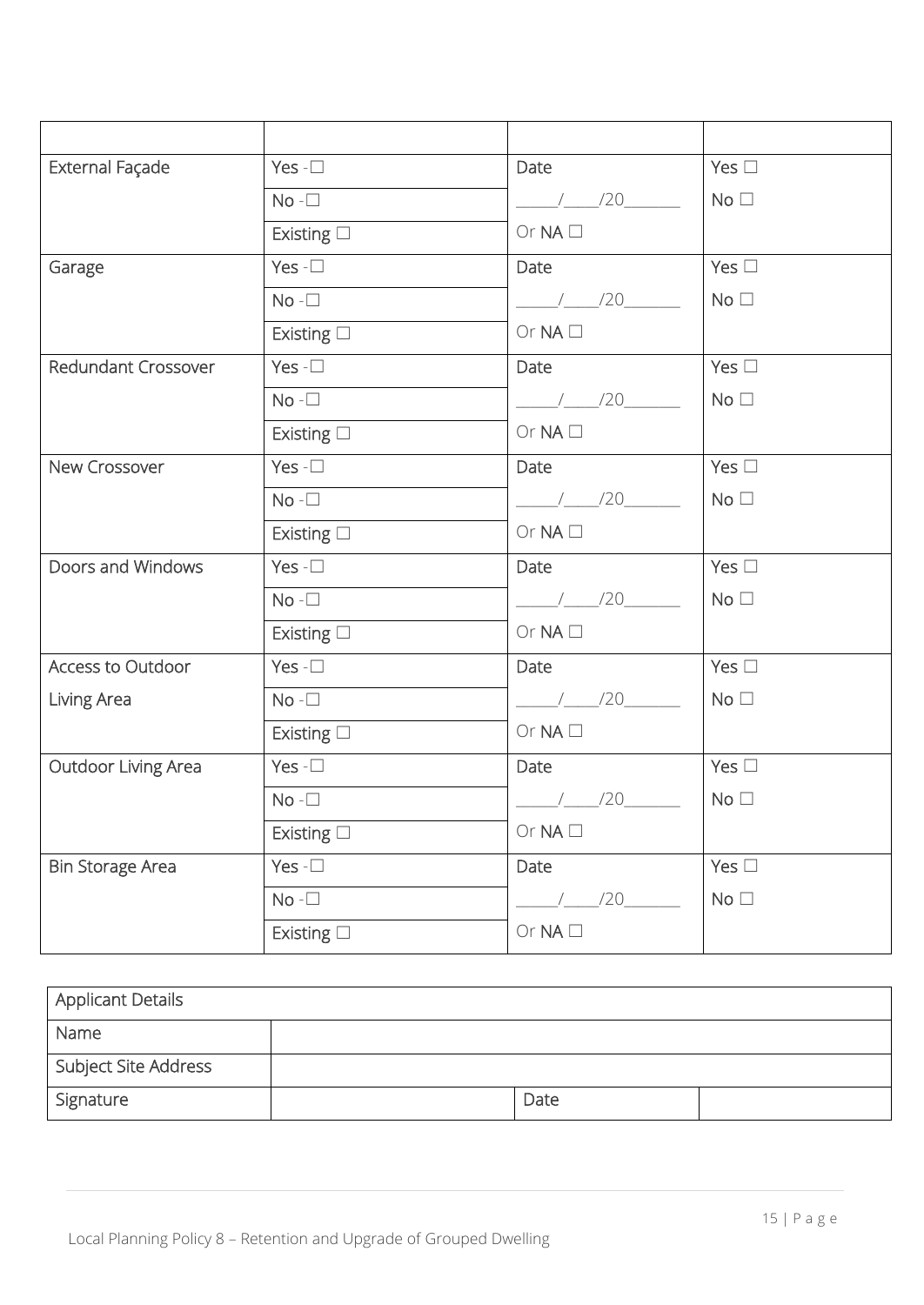| | | | |
|---|---|---|---|
| External Façade | Yes -☐<br>No -☐<br>Existing ☐ | Date<br>_____/____/20_______<br>Or NA ☐ | Yes ☐<br>No ☐ |
| Garage | Yes -☐<br>No -☐<br>Existing ☐ | Date<br>_____/____/20_______<br>Or NA ☐ | Yes ☐<br>No ☐ |
| Redundant Crossover | Yes -☐<br>No -☐<br>Existing ☐ | Date<br>_____/____/20_______<br>Or NA ☐ | Yes ☐<br>No ☐ |
| New Crossover | Yes -☐<br>No -☐<br>Existing ☐ | Date<br>_____/____/20_______<br>Or NA ☐ | Yes ☐<br>No ☐ |
| Doors and Windows | Yes -☐<br>No -☐<br>Existing ☐ | Date<br>_____/____/20_______<br>Or NA ☐ | Yes ☐<br>No ☐ |
| Access to Outdoor Living Area | Yes -☐<br>No -☐<br>Existing ☐ | Date<br>_____/____/20_______<br>Or NA ☐ | Yes ☐<br>No ☐ |
| Outdoor Living Area | Yes -☐<br>No -☐<br>Existing ☐ | Date<br>_____/____/20_______<br>Or NA ☐ | Yes ☐<br>No ☐ |
| Bin Storage Area | Yes -☐<br>No -☐<br>Existing ☐ | Date<br>_____/____/20_______<br>Or NA ☐ | Yes ☐<br>No ☐ |

| Applicant Details | | | |
|---|---|---|---|
| Name | | | |
| Subject Site Address | | | |
| Signature | | Date | |